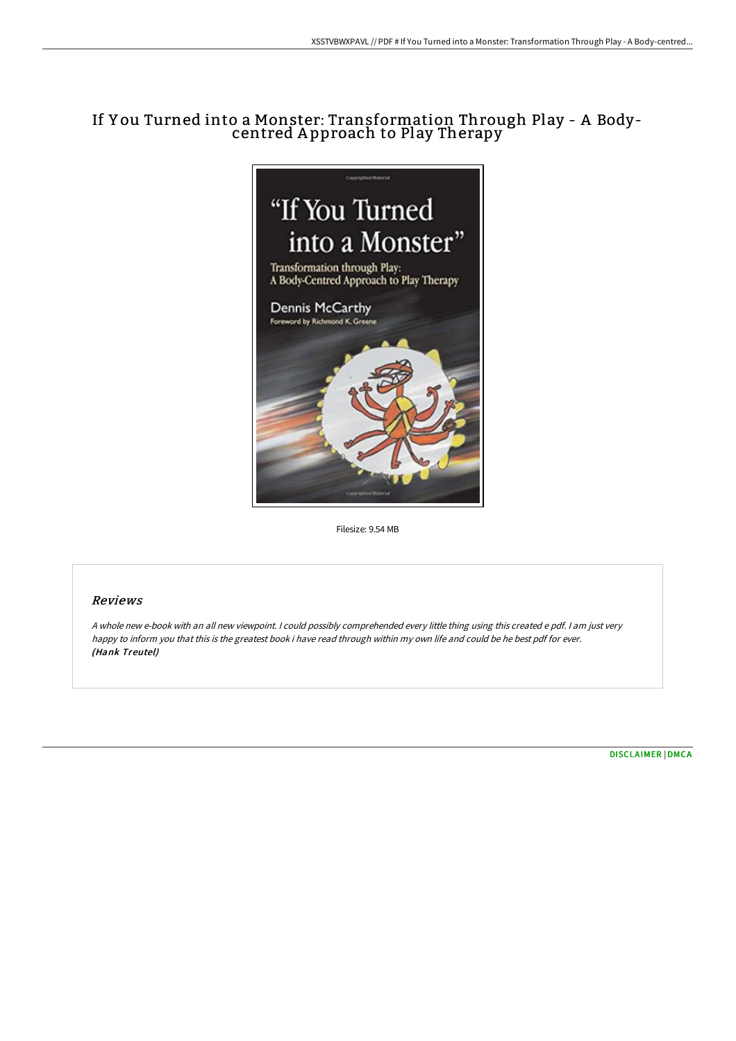# If You Turned into a Monster: Transformation Through Play - A Body-centred Approach to Play Therapy

Filesize: 9.54 MB

## Reviews

*A whole new e-book with an all new viewpoint. I could possibly comprehended every little thing using this created e pdf. I am just very happy to inform you that this is the greatest book i have read through within my own life and could be he best pdf for ever.*
***(Hank Treutel)***

DISCLAIMER | DMCA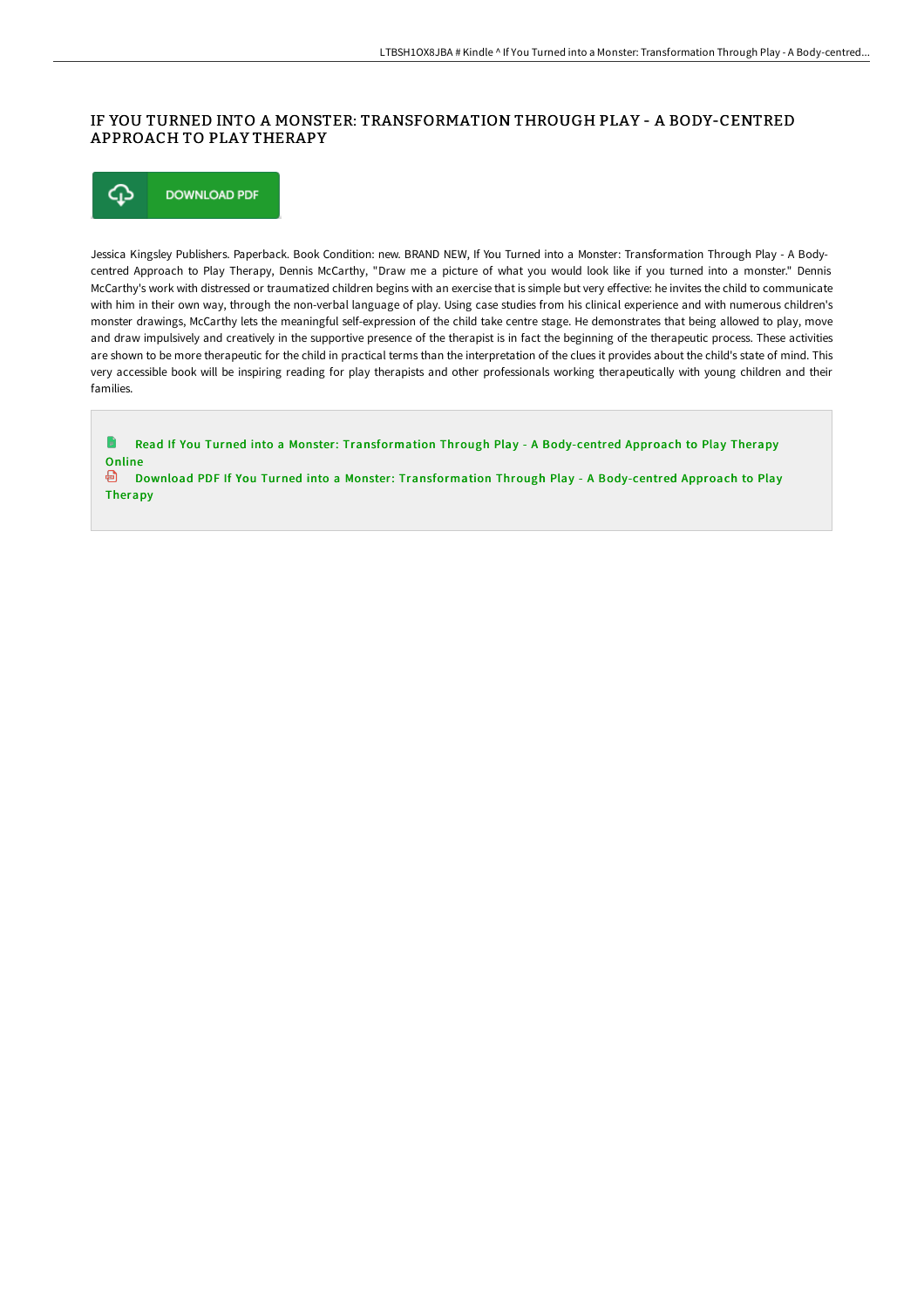# IF YOU TURNED INTO A MONSTER: TRANSFORMATION THROUGH PLAY - A BODY-CENTRED APPROACH TO PLAY THERAPY

DOWNLOAD PDF

Jessica Kingsley Publishers. Paperback. Book Condition: new. BRAND NEW, If You Turned into a Monster: Transformation Through Play - A Body-centred Approach to Play Therapy, Dennis McCarthy, "Draw me a picture of what you would look like if you turned into a monster." Dennis McCarthy's work with distressed or traumatized children begins with an exercise that is simple but very effective: he invites the child to communicate with him in their own way, through the non-verbal language of play. Using case studies from his clinical experience and with numerous children's monster drawings, McCarthy lets the meaningful self-expression of the child take centre stage. He demonstrates that being allowed to play, move and draw impulsively and creatively in the supportive presence of the therapist is in fact the beginning of the therapeutic process. These activities are shown to be more therapeutic for the child in practical terms than the interpretation of the clues it provides about the child's state of mind. This very accessible book will be inspiring reading for play therapists and other professionals working therapeutically with young children and their families.

Read If You Turned into a Monster: Transformation Through Play - A Body-centred Approach to Play Therapy Online

Download PDF If You Turned into a Monster: Transformation Through Play - A Body-centred Approach to Play Therapy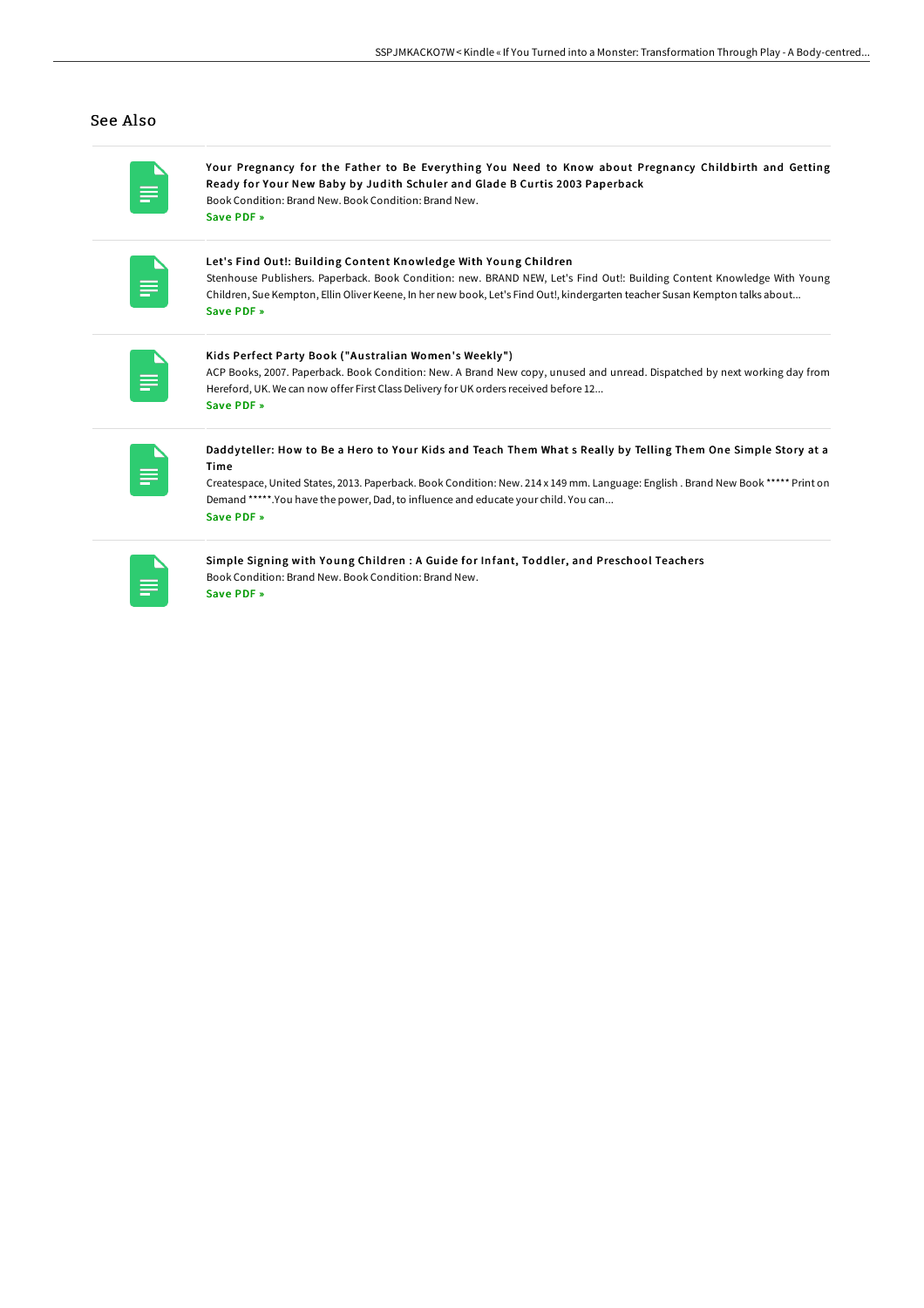## See Also

**Your Pregnancy for the Father to Be Everything You Need to Know about Pregnancy Childbirth and Getting Ready for Your New Baby by Judith Schuler and Glade B Curtis 2003 Paperback**
Book Condition: Brand New. Book Condition: Brand New.
Save PDF »

**Let's Find Out!: Building Content Knowledge With Young Children**
Stenhouse Publishers. Paperback. Book Condition: new. BRAND NEW, Let's Find Out!: Building Content Knowledge With Young Children, Sue Kempton, Ellin Oliver Keene, In her new book, Let's Find Out!, kindergarten teacher Susan Kempton talks about...
Save PDF »

**Kids Perfect Party Book ("Australian Women's Weekly")**
ACP Books, 2007. Paperback. Book Condition: New. A Brand New copy, unused and unread. Dispatched by next working day from Hereford, UK. We can now offer First Class Delivery for UK orders received before 12...
Save PDF »

**Daddyteller: How to Be a Hero to Your Kids and Teach Them What s Really by Telling Them One Simple Story at a Time**
Createspace, United States, 2013. Paperback. Book Condition: New. 214 x 149 mm. Language: English . Brand New Book ***** Print on Demand *****.You have the power, Dad, to influence and educate your child. You can...
Save PDF »

**Simple Signing with Young Children : A Guide for Infant, Toddler, and Preschool Teachers**
Book Condition: Brand New. Book Condition: Brand New.
Save PDF »